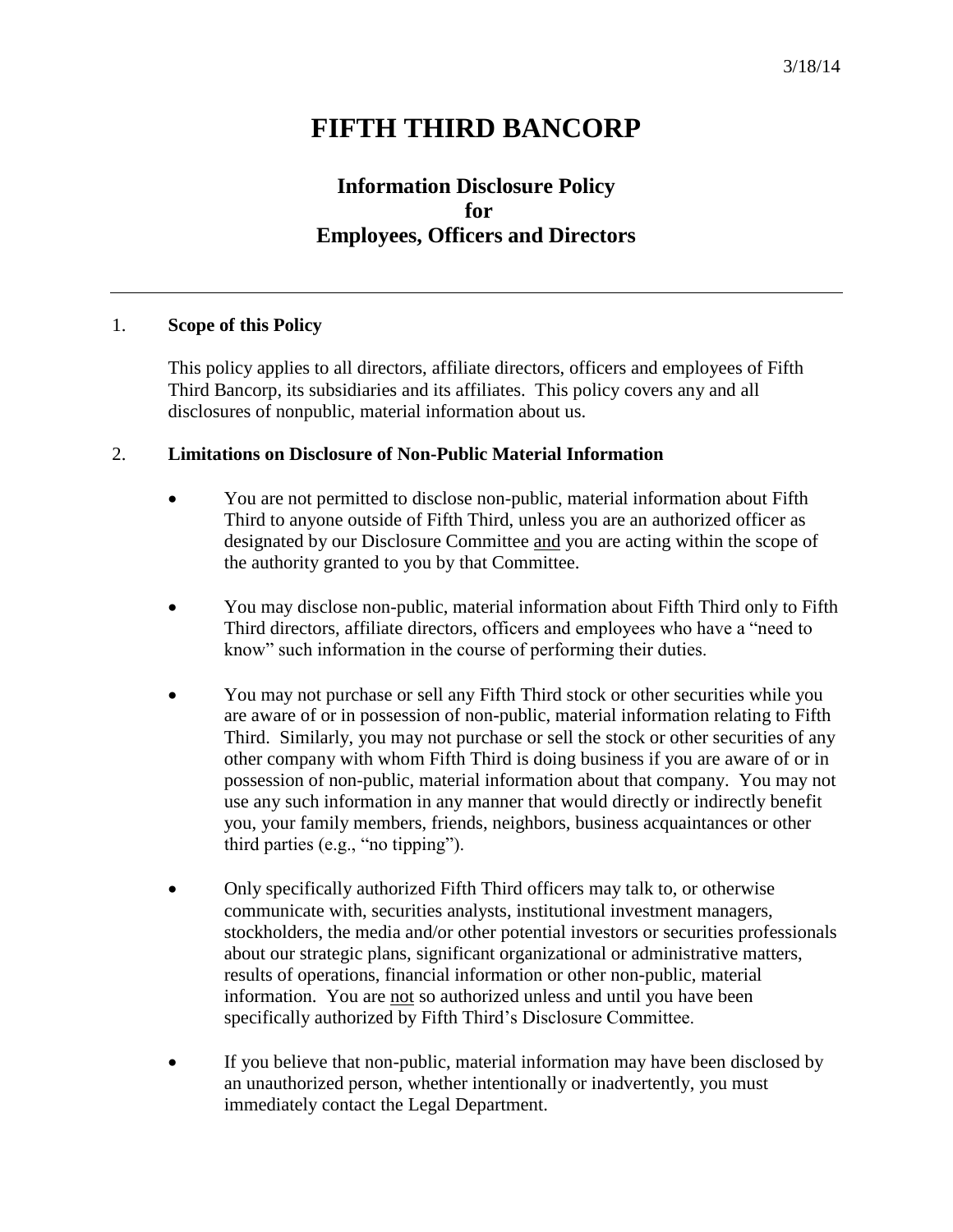3/18/14

# FIFTH THIRD BANCORP

## Information Disclosure Policy for Employees, Officers and Directors

---

### 1. Scope of this Policy

This policy applies to all directors, affiliate directors, officers and employees of Fifth Third Bancorp, its subsidiaries and its affiliates. This policy covers any and all disclosures of nonpublic, material information about us.

### 2. Limitations on Disclosure of Non-Public Material Information

- You are not permitted to disclose non-public, material information about Fifth Third to anyone outside of Fifth Third, unless you are an authorized officer as designated by our Disclosure Committee <u>and</u> you are acting within the scope of the authority granted to you by that Committee.

- You may disclose non-public, material information about Fifth Third only to Fifth Third directors, affiliate directors, officers and employees who have a "need to know" such information in the course of performing their duties.

- You may not purchase or sell any Fifth Third stock or other securities while you are aware of or in possession of non-public, material information relating to Fifth Third. Similarly, you may not purchase or sell the stock or other securities of any other company with whom Fifth Third is doing business if you are aware of or in possession of non-public, material information about that company. You may not use any such information in any manner that would directly or indirectly benefit you, your family members, friends, neighbors, business acquaintances or other third parties (e.g., "no tipping").

- Only specifically authorized Fifth Third officers may talk to, or otherwise communicate with, securities analysts, institutional investment managers, stockholders, the media and/or other potential investors or securities professionals about our strategic plans, significant organizational or administrative matters, results of operations, financial information or other non-public, material information. You are <u>not</u> so authorized unless and until you have been specifically authorized by Fifth Third's Disclosure Committee.

- If you believe that non-public, material information may have been disclosed by an unauthorized person, whether intentionally or inadvertently, you must immediately contact the Legal Department.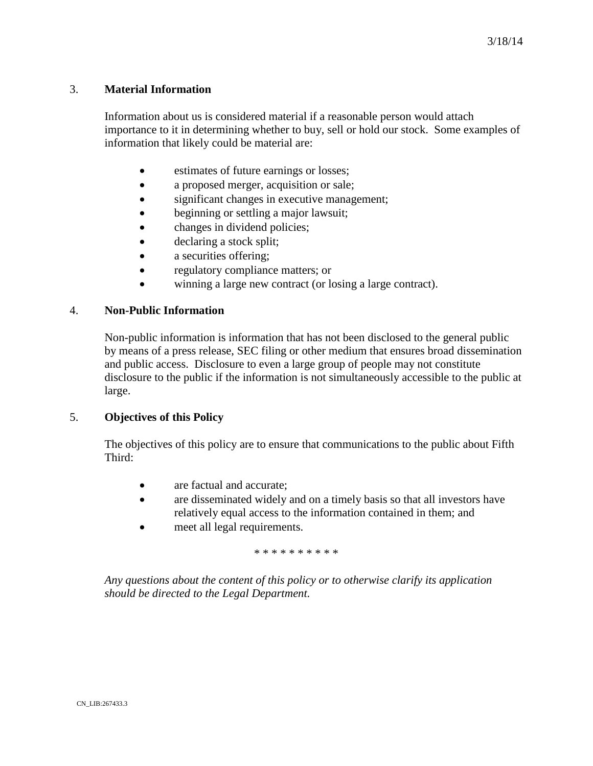## 3. **Material Information**

Information about us is considered material if a reasonable person would attach importance to it in determining whether to buy, sell or hold our stock. Some examples of information that likely could be material are:

- estimates of future earnings or losses;
- a proposed merger, acquisition or sale;
- significant changes in executive management;
- beginning or settling a major lawsuit;
- changes in dividend policies;
- declaring a stock split;
- a securities offering;
- regulatory compliance matters; or
- winning a large new contract (or losing a large contract).

## 4. **Non-Public Information**

Non-public information is information that has not been disclosed to the general public by means of a press release, SEC filing or other medium that ensures broad dissemination and public access. Disclosure to even a large group of people may not constitute disclosure to the public if the information is not simultaneously accessible to the public at large.

## 5. **Objectives of this Policy**

The objectives of this policy are to ensure that communications to the public about Fifth Third:

- are factual and accurate;
- are disseminated widely and on a timely basis so that all investors have relatively equal access to the information contained in them; and
- meet all legal requirements.

* * * * * * * * * *

*Any questions about the content of this policy or to otherwise clarify its application should be directed to the Legal Department.*